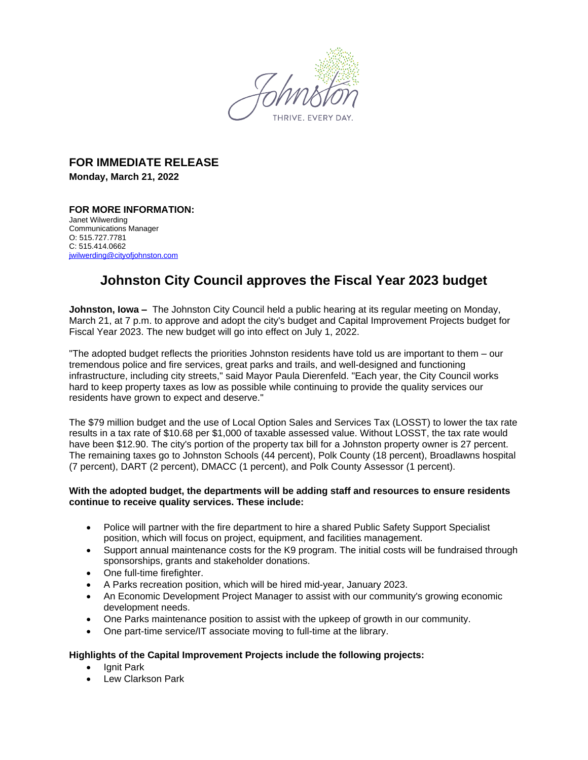Johnston

THRIVE. EVERY DAY.

**FOR IMMEDIATE RELEASE**
**Monday, March 21, 2022**

**FOR MORE INFORMATION:**
Janet Wilwerding
Communications Manager
O: 515.727.7781
C: 515.414.0662
jwilwerding@cityofjohnston.com

# Johnston City Council approves the Fiscal Year 2023 budget

**Johnston, Iowa –** The Johnston City Council held a public hearing at its regular meeting on Monday, March 21, at 7 p.m. to approve and adopt the city's budget and Capital Improvement Projects budget for Fiscal Year 2023. The new budget will go into effect on July 1, 2022.

"The adopted budget reflects the priorities Johnston residents have told us are important to them – our tremendous police and fire services, great parks and trails, and well-designed and functioning infrastructure, including city streets," said Mayor Paula Dierenfeld. "Each year, the City Council works hard to keep property taxes as low as possible while continuing to provide the quality services our residents have grown to expect and deserve."

The $79 million budget and the use of Local Option Sales and Services Tax (LOSST) to lower the tax rate results in a tax rate of $10.68 per $1,000 of taxable assessed value. Without LOSST, the tax rate would have been $12.90. The city's portion of the property tax bill for a Johnston property owner is 27 percent. The remaining taxes go to Johnston Schools (44 percent), Polk County (18 percent), Broadlawns hospital (7 percent), DART (2 percent), DMACC (1 percent), and Polk County Assessor (1 percent).

**With the adopted budget, the departments will be adding staff and resources to ensure residents continue to receive quality services. These include:**

- Police will partner with the fire department to hire a shared Public Safety Support Specialist position, which will focus on project, equipment, and facilities management.
- Support annual maintenance costs for the K9 program. The initial costs will be fundraised through sponsorships, grants and stakeholder donations.
- One full-time firefighter.
- A Parks recreation position, which will be hired mid-year, January 2023.
- An Economic Development Project Manager to assist with our community's growing economic development needs.
- One Parks maintenance position to assist with the upkeep of growth in our community.
- One part-time service/IT associate moving to full-time at the library.

**Highlights of the Capital Improvement Projects include the following projects:**

- Ignit Park
- Lew Clarkson Park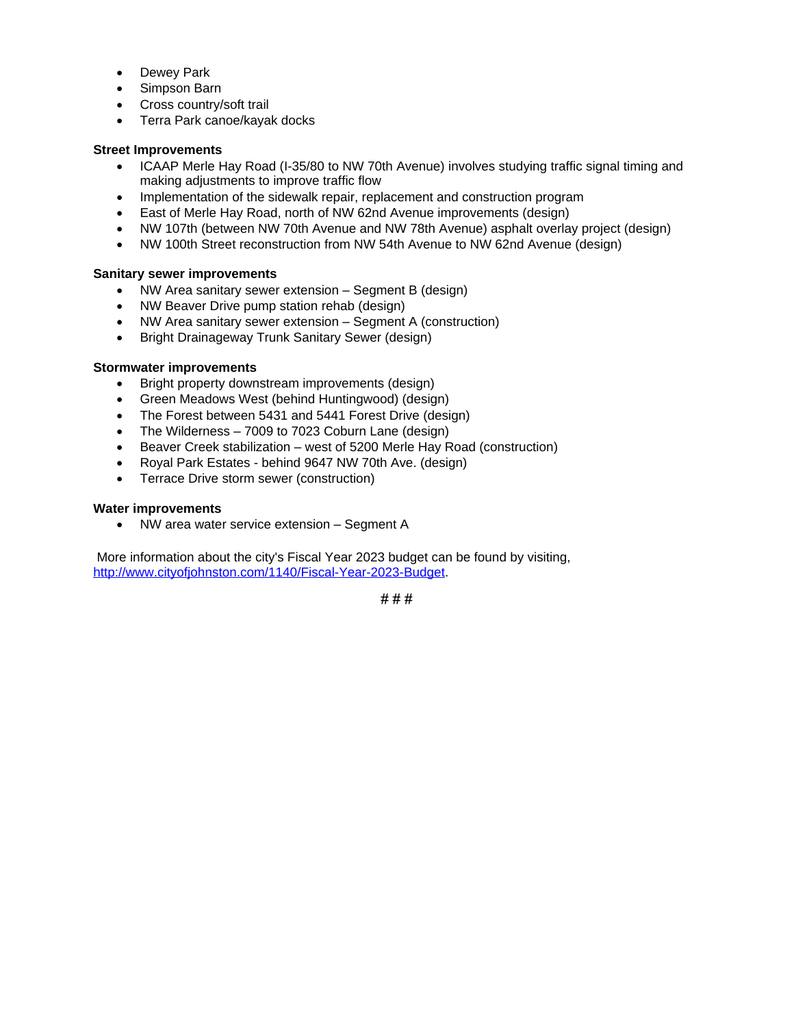- Dewey Park
- Simpson Barn
- Cross country/soft trail
- Terra Park canoe/kayak docks

**Street Improvements**

- ICAAP Merle Hay Road (I-35/80 to NW 70th Avenue) involves studying traffic signal timing and making adjustments to improve traffic flow
- Implementation of the sidewalk repair, replacement and construction program
- East of Merle Hay Road, north of NW 62nd Avenue improvements (design)
- NW 107th (between NW 70th Avenue and NW 78th Avenue) asphalt overlay project (design)
- NW 100th Street reconstruction from NW 54th Avenue to NW 62nd Avenue (design)

**Sanitary sewer improvements**

- NW Area sanitary sewer extension – Segment B (design)
- NW Beaver Drive pump station rehab (design)
- NW Area sanitary sewer extension – Segment A (construction)
- Bright Drainageway Trunk Sanitary Sewer (design)

**Stormwater improvements**

- Bright property downstream improvements (design)
- Green Meadows West (behind Huntingwood) (design)
- The Forest between 5431 and 5441 Forest Drive (design)
- The Wilderness – 7009 to 7023 Coburn Lane (design)
- Beaver Creek stabilization – west of 5200 Merle Hay Road (construction)
- Royal Park Estates - behind 9647 NW 70th Ave. (design)
- Terrace Drive storm sewer (construction)

**Water improvements**

- NW area water service extension – Segment A

More information about the city's Fiscal Year 2023 budget can be found by visiting, http://www.cityofjohnston.com/1140/Fiscal-Year-2023-Budget.

# # #